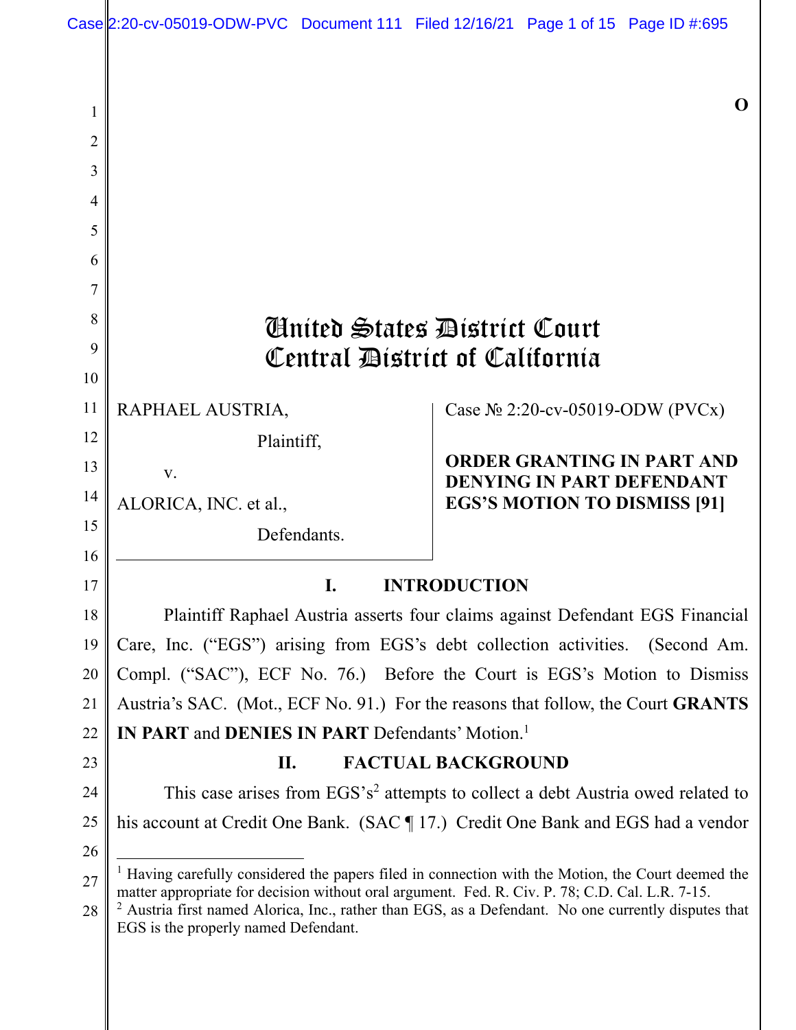O

# United States District Court
# Central District of California

RAPHAEL AUSTRIA,

Plaintiff,

v.

ALORICA, INC. et al.,

Defendants.

Case № 2:20-cv-05019-ODW (PVCx)

**ORDER GRANTING IN PART AND DENYING IN PART DEFENDANT EGS'S MOTION TO DISMISS [91]**

## I. INTRODUCTION

Plaintiff Raphael Austria asserts four claims against Defendant EGS Financial Care, Inc. ("EGS") arising from EGS's debt collection activities. (Second Am. Compl. ("SAC"), ECF No. 76.) Before the Court is EGS's Motion to Dismiss Austria's SAC. (Mot., ECF No. 91.) For the reasons that follow, the Court **GRANTS IN PART** and **DENIES IN PART** Defendants' Motion.[1]

## II. FACTUAL BACKGROUND

This case arises from EGS's[2] attempts to collect a debt Austria owed related to his account at Credit One Bank. (SAC ¶ 17.) Credit One Bank and EGS had a vendor

---

[1] Having carefully considered the papers filed in connection with the Motion, the Court deemed the matter appropriate for decision without oral argument. Fed. R. Civ. P. 78; C.D. Cal. L.R. 7-15.

[2] Austria first named Alorica, Inc., rather than EGS, as a Defendant. No one currently disputes that EGS is the properly named Defendant.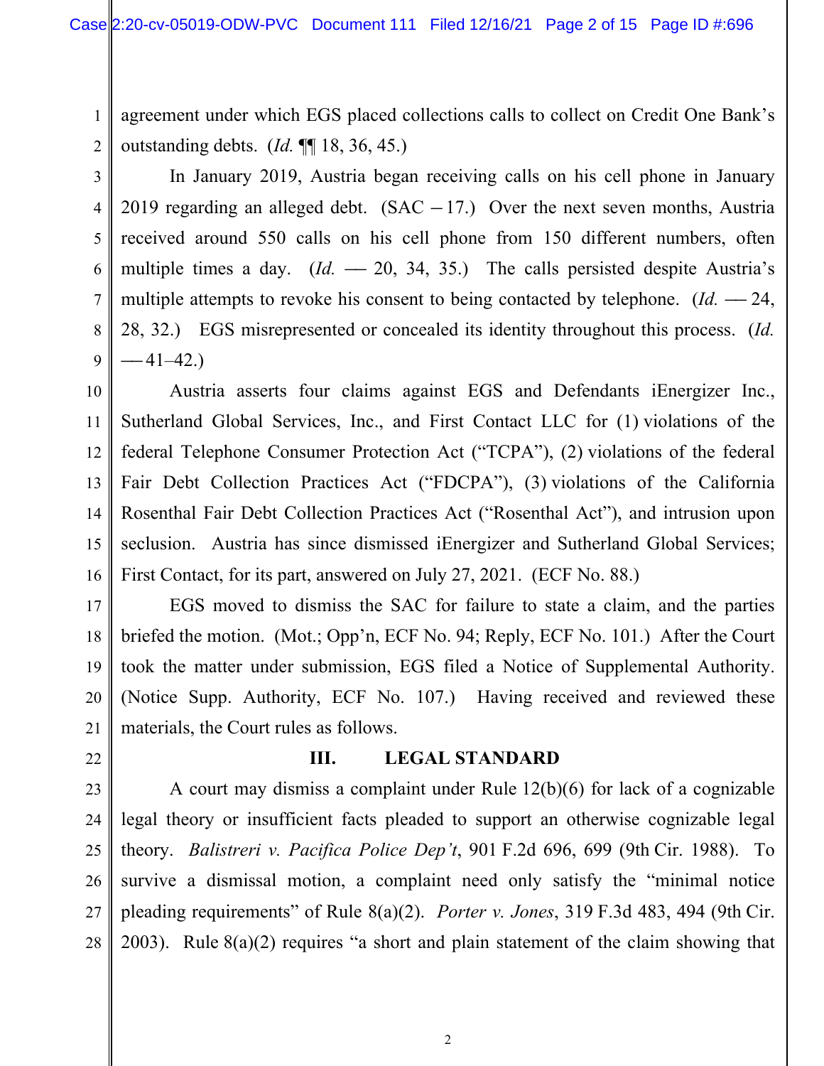agreement under which EGS placed collections calls to collect on Credit One Bank's outstanding debts. (*Id.* ¶¶ 18, 36, 45.)

In January 2019, Austria began receiving calls on his cell phone in January 2019 regarding an alleged debt. (SAC ─ 17.) Over the next seven months, Austria received around 550 calls on his cell phone from 150 different numbers, often multiple times a day. (*Id.* ── 20, 34, 35.) The calls persisted despite Austria's multiple attempts to revoke his consent to being contacted by telephone. (*Id.* ── 24, 28, 32.) EGS misrepresented or concealed its identity throughout this process. (*Id.* ── 41–42.)

Austria asserts four claims against EGS and Defendants iEnergizer Inc., Sutherland Global Services, Inc., and First Contact LLC for (1) violations of the federal Telephone Consumer Protection Act ("TCPA"), (2) violations of the federal Fair Debt Collection Practices Act ("FDCPA"), (3) violations of the California Rosenthal Fair Debt Collection Practices Act ("Rosenthal Act"), and intrusion upon seclusion. Austria has since dismissed iEnergizer and Sutherland Global Services; First Contact, for its part, answered on July 27, 2021. (ECF No. 88.)

EGS moved to dismiss the SAC for failure to state a claim, and the parties briefed the motion. (Mot.; Opp'n, ECF No. 94; Reply, ECF No. 101.) After the Court took the matter under submission, EGS filed a Notice of Supplemental Authority. (Notice Supp. Authority, ECF No. 107.) Having received and reviewed these materials, the Court rules as follows.

## III. LEGAL STANDARD

A court may dismiss a complaint under Rule 12(b)(6) for lack of a cognizable legal theory or insufficient facts pleaded to support an otherwise cognizable legal theory. *Balistreri v. Pacifica Police Dep't*, 901 F.2d 696, 699 (9th Cir. 1988). To survive a dismissal motion, a complaint need only satisfy the "minimal notice pleading requirements" of Rule 8(a)(2). *Porter v. Jones*, 319 F.3d 483, 494 (9th Cir. 2003). Rule 8(a)(2) requires "a short and plain statement of the claim showing that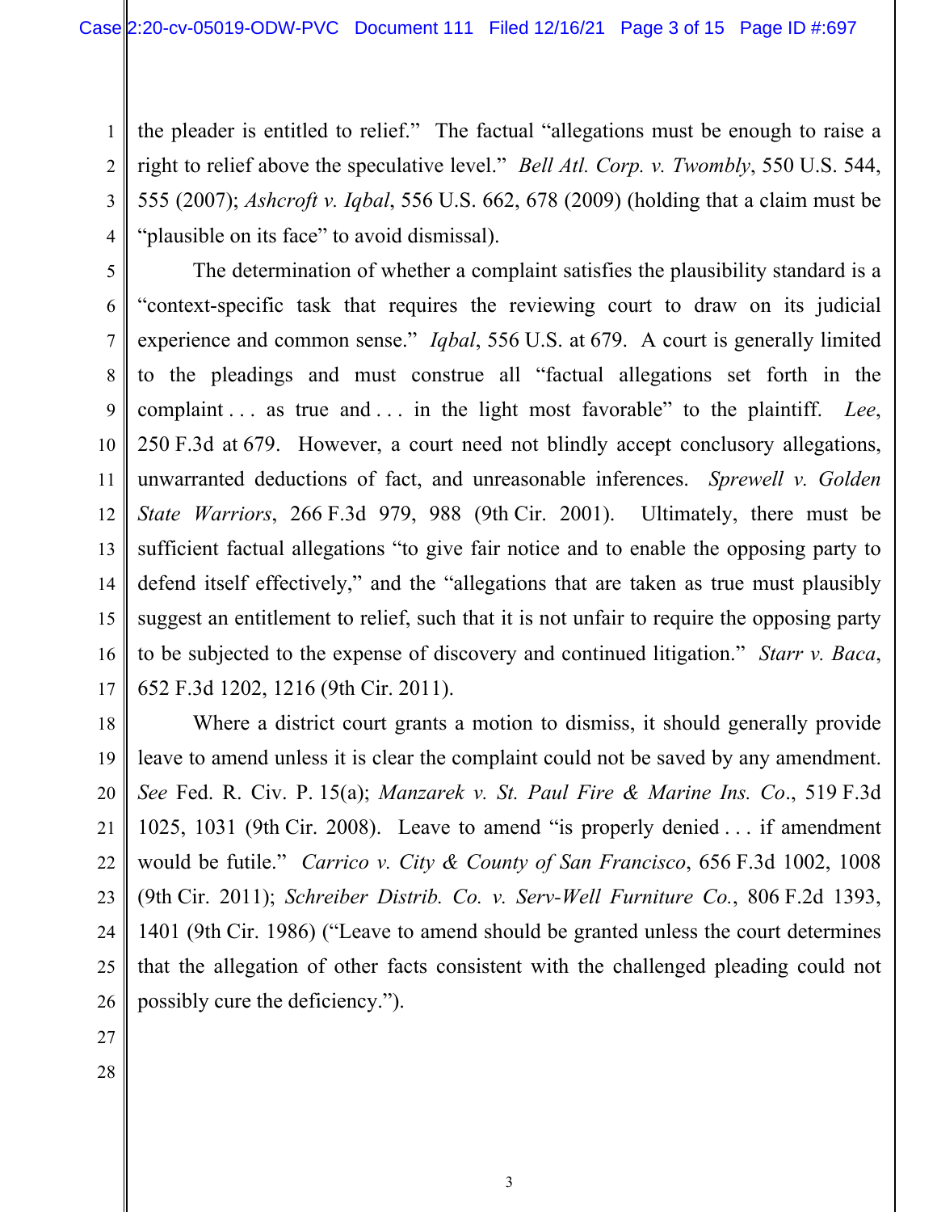the pleader is entitled to relief." The factual "allegations must be enough to raise a right to relief above the speculative level." *Bell Atl. Corp. v. Twombly*, 550 U.S. 544, 555 (2007); *Ashcroft v. Iqbal*, 556 U.S. 662, 678 (2009) (holding that a claim must be "plausible on its face" to avoid dismissal).

The determination of whether a complaint satisfies the plausibility standard is a "context-specific task that requires the reviewing court to draw on its judicial experience and common sense." *Iqbal*, 556 U.S. at 679. A court is generally limited to the pleadings and must construe all "factual allegations set forth in the complaint . . . as true and . . . in the light most favorable" to the plaintiff. *Lee*, 250 F.3d at 679. However, a court need not blindly accept conclusory allegations, unwarranted deductions of fact, and unreasonable inferences. *Sprewell v. Golden State Warriors*, 266 F.3d 979, 988 (9th Cir. 2001). Ultimately, there must be sufficient factual allegations "to give fair notice and to enable the opposing party to defend itself effectively," and the "allegations that are taken as true must plausibly suggest an entitlement to relief, such that it is not unfair to require the opposing party to be subjected to the expense of discovery and continued litigation." *Starr v. Baca*, 652 F.3d 1202, 1216 (9th Cir. 2011).

Where a district court grants a motion to dismiss, it should generally provide leave to amend unless it is clear the complaint could not be saved by any amendment. *See* Fed. R. Civ. P. 15(a); *Manzarek v. St. Paul Fire & Marine Ins. Co.*, 519 F.3d 1025, 1031 (9th Cir. 2008). Leave to amend "is properly denied . . . if amendment would be futile." *Carrico v. City & County of San Francisco*, 656 F.3d 1002, 1008 (9th Cir. 2011); *Schreiber Distrib. Co. v. Serv-Well Furniture Co.*, 806 F.2d 1393, 1401 (9th Cir. 1986) ("Leave to amend should be granted unless the court determines that the allegation of other facts consistent with the challenged pleading could not possibly cure the deficiency.").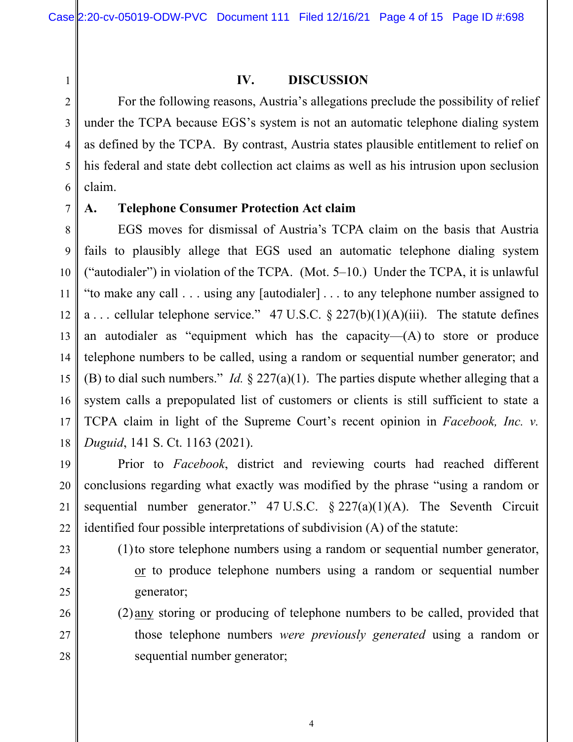## IV. DISCUSSION

For the following reasons, Austria's allegations preclude the possibility of relief under the TCPA because EGS's system is not an automatic telephone dialing system as defined by the TCPA. By contrast, Austria states plausible entitlement to relief on his federal and state debt collection act claims as well as his intrusion upon seclusion claim.

### A. Telephone Consumer Protection Act claim

EGS moves for dismissal of Austria's TCPA claim on the basis that Austria fails to plausibly allege that EGS used an automatic telephone dialing system ("autodialer") in violation of the TCPA. (Mot. 5–10.) Under the TCPA, it is unlawful "to make any call . . . using any [autodialer] . . . to any telephone number assigned to a . . . cellular telephone service." 47 U.S.C. § 227(b)(1)(A)(iii). The statute defines an autodialer as "equipment which has the capacity—(A) to store or produce telephone numbers to be called, using a random or sequential number generator; and (B) to dial such numbers." *Id.* § 227(a)(1). The parties dispute whether alleging that a system calls a prepopulated list of customers or clients is still sufficient to state a TCPA claim in light of the Supreme Court's recent opinion in *Facebook, Inc. v. Duguid*, 141 S. Ct. 1163 (2021).

Prior to *Facebook*, district and reviewing courts had reached different conclusions regarding what exactly was modified by the phrase "using a random or sequential number generator." 47 U.S.C. § 227(a)(1)(A). The Seventh Circuit identified four possible interpretations of subdivision (A) of the statute:

(1) to store telephone numbers using a random or sequential number generator, <u>or</u> to produce telephone numbers using a random or sequential number generator;

(2) <u>any</u> storing or producing of telephone numbers to be called, provided that those telephone numbers *were previously generated* using a random or sequential number generator;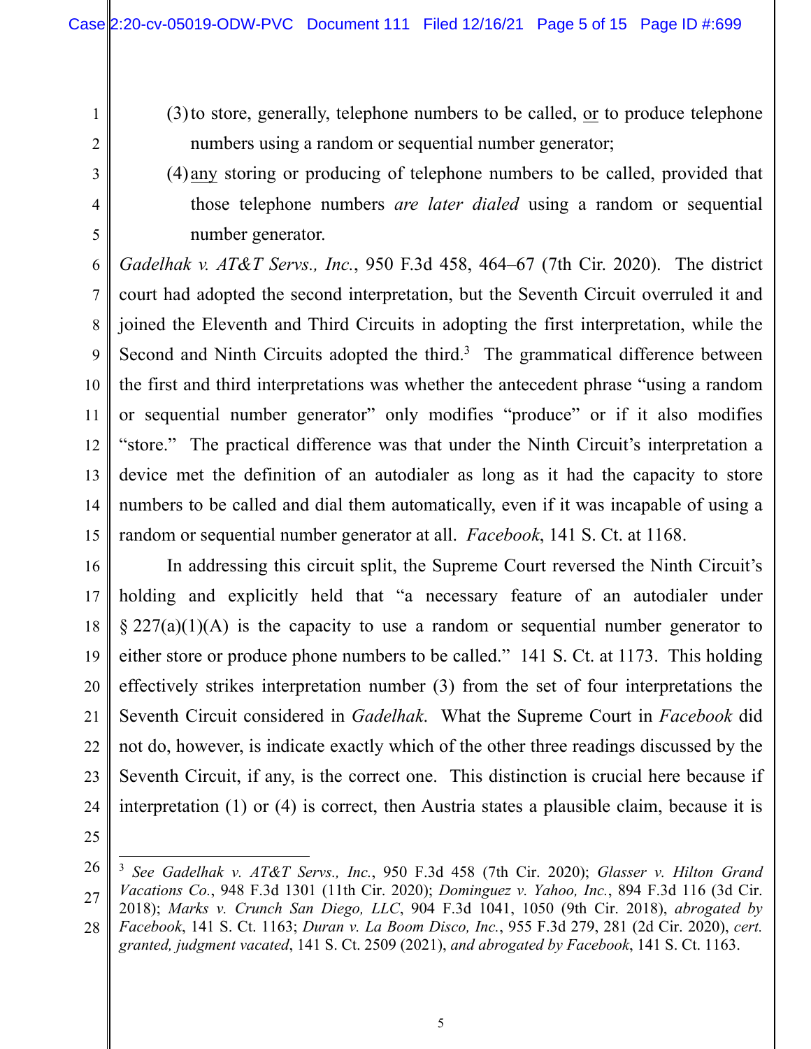(3) to store, generally, telephone numbers to be called, <u>or</u> to produce telephone numbers using a random or sequential number generator;

(4) <u>any</u> storing or producing of telephone numbers to be called, provided that those telephone numbers *are later dialed* using a random or sequential number generator.

*Gadelhak v. AT&T Servs., Inc.*, 950 F.3d 458, 464–67 (7th Cir. 2020). The district court had adopted the second interpretation, but the Seventh Circuit overruled it and joined the Eleventh and Third Circuits in adopting the first interpretation, while the Second and Ninth Circuits adopted the third.[3] The grammatical difference between the first and third interpretations was whether the antecedent phrase "using a random or sequential number generator" only modifies "produce" or if it also modifies "store." The practical difference was that under the Ninth Circuit's interpretation a device met the definition of an autodialer as long as it had the capacity to store numbers to be called and dial them automatically, even if it was incapable of using a random or sequential number generator at all. *Facebook*, 141 S. Ct. at 1168.

In addressing this circuit split, the Supreme Court reversed the Ninth Circuit's holding and explicitly held that "a necessary feature of an autodialer under § 227(a)(1)(A) is the capacity to use a random or sequential number generator to either store or produce phone numbers to be called." 141 S. Ct. at 1173. This holding effectively strikes interpretation number (3) from the set of four interpretations the Seventh Circuit considered in *Gadelhak*. What the Supreme Court in *Facebook* did not do, however, is indicate exactly which of the other three readings discussed by the Seventh Circuit, if any, is the correct one. This distinction is crucial here because if interpretation (1) or (4) is correct, then Austria states a plausible claim, because it is

---

[3] *See Gadelhak v. AT&T Servs., Inc.*, 950 F.3d 458 (7th Cir. 2020); *Glasser v. Hilton Grand Vacations Co.*, 948 F.3d 1301 (11th Cir. 2020); *Dominguez v. Yahoo, Inc.*, 894 F.3d 116 (3d Cir. 2018); *Marks v. Crunch San Diego, LLC*, 904 F.3d 1041, 1050 (9th Cir. 2018), *abrogated by Facebook*, 141 S. Ct. 1163; *Duran v. La Boom Disco, Inc.*, 955 F.3d 279, 281 (2d Cir. 2020), *cert. granted, judgment vacated*, 141 S. Ct. 2509 (2021), *and abrogated by Facebook*, 141 S. Ct. 1163.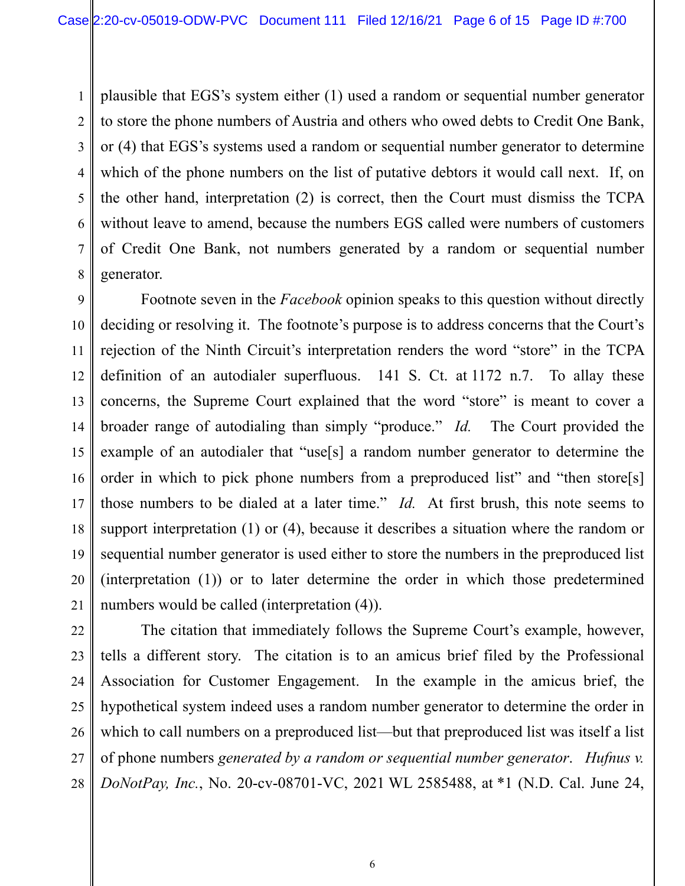plausible that EGS's system either (1) used a random or sequential number generator to store the phone numbers of Austria and others who owed debts to Credit One Bank, or (4) that EGS's systems used a random or sequential number generator to determine which of the phone numbers on the list of putative debtors it would call next. If, on the other hand, interpretation (2) is correct, then the Court must dismiss the TCPA without leave to amend, because the numbers EGS called were numbers of customers of Credit One Bank, not numbers generated by a random or sequential number generator.

Footnote seven in the *Facebook* opinion speaks to this question without directly deciding or resolving it. The footnote's purpose is to address concerns that the Court's rejection of the Ninth Circuit's interpretation renders the word "store" in the TCPA definition of an autodialer superfluous. 141 S. Ct. at 1172 n.7. To allay these concerns, the Supreme Court explained that the word "store" is meant to cover a broader range of autodialing than simply "produce." *Id.* The Court provided the example of an autodialer that "use[s] a random number generator to determine the order in which to pick phone numbers from a preproduced list" and "then store[s] those numbers to be dialed at a later time." *Id.* At first brush, this note seems to support interpretation (1) or (4), because it describes a situation where the random or sequential number generator is used either to store the numbers in the preproduced list (interpretation (1)) or to later determine the order in which those predetermined numbers would be called (interpretation (4)).

The citation that immediately follows the Supreme Court's example, however, tells a different story. The citation is to an amicus brief filed by the Professional Association for Customer Engagement. In the example in the amicus brief, the hypothetical system indeed uses a random number generator to determine the order in which to call numbers on a preproduced list—but that preproduced list was itself a list of phone numbers *generated by a random or sequential number generator*. *Hufnus v. DoNotPay, Inc.*, No. 20-cv-08701-VC, 2021 WL 2585488, at *1 (N.D. Cal. June 24,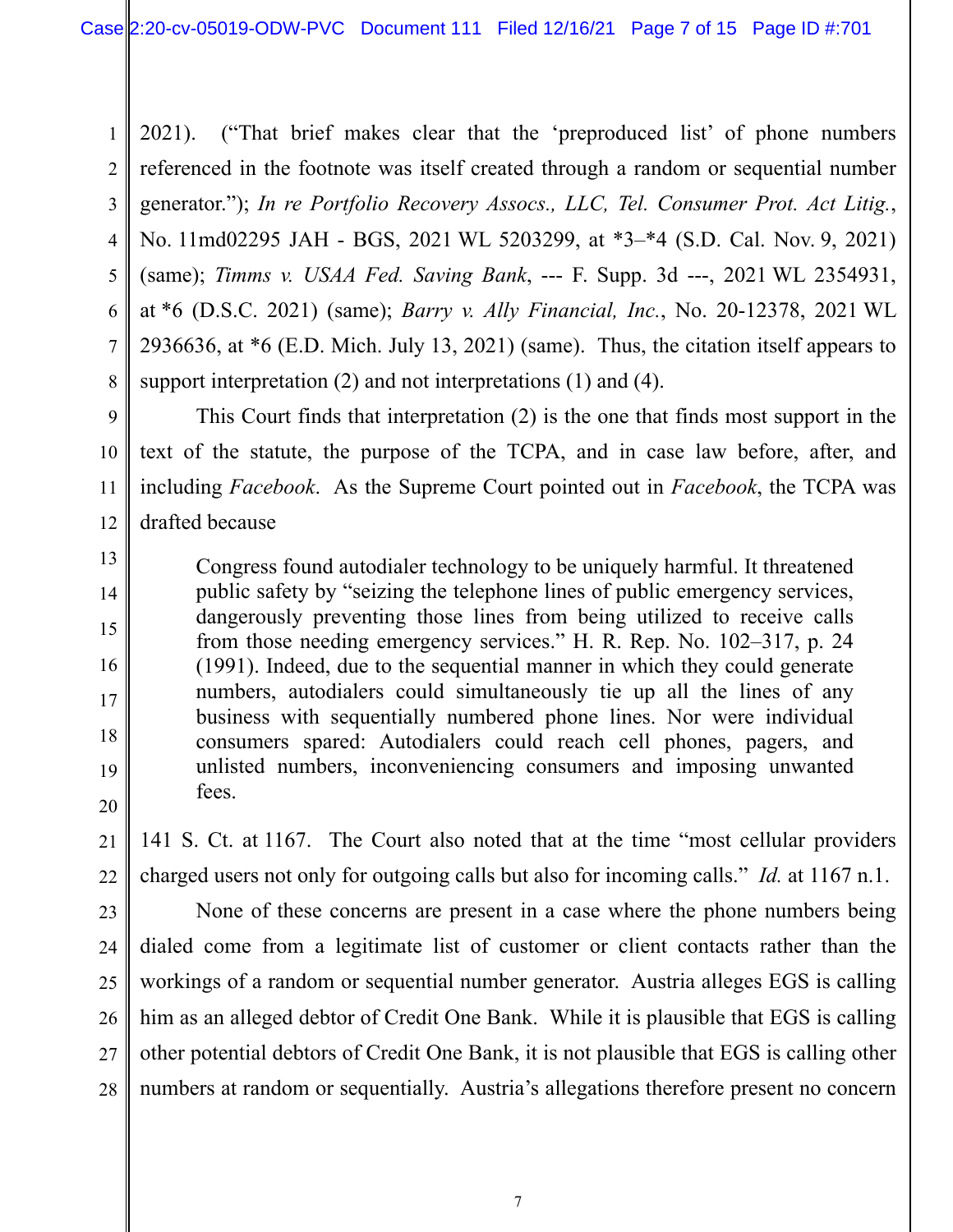2021). ("That brief makes clear that the 'preproduced list' of phone numbers referenced in the footnote was itself created through a random or sequential number generator."); *In re Portfolio Recovery Assocs., LLC, Tel. Consumer Prot. Act Litig.*, No. 11md02295 JAH - BGS, 2021 WL 5203299, at *3–*4 (S.D. Cal. Nov. 9, 2021) (same); *Timms v. USAA Fed. Saving Bank*, --- F. Supp. 3d ---, 2021 WL 2354931, at *6 (D.S.C. 2021) (same); *Barry v. Ally Financial, Inc.*, No. 20-12378, 2021 WL 2936636, at *6 (E.D. Mich. July 13, 2021) (same). Thus, the citation itself appears to support interpretation (2) and not interpretations (1) and (4).

This Court finds that interpretation (2) is the one that finds most support in the text of the statute, the purpose of the TCPA, and in case law before, after, and including *Facebook*. As the Supreme Court pointed out in *Facebook*, the TCPA was drafted because

> Congress found autodialer technology to be uniquely harmful. It threatened public safety by "seizing the telephone lines of public emergency services, dangerously preventing those lines from being utilized to receive calls from those needing emergency services." H. R. Rep. No. 102–317, p. 24 (1991). Indeed, due to the sequential manner in which they could generate numbers, autodialers could simultaneously tie up all the lines of any business with sequentially numbered phone lines. Nor were individual consumers spared: Autodialers could reach cell phones, pagers, and unlisted numbers, inconveniencing consumers and imposing unwanted fees.

141 S. Ct. at 1167. The Court also noted that at the time "most cellular providers charged users not only for outgoing calls but also for incoming calls." *Id.* at 1167 n.1.

None of these concerns are present in a case where the phone numbers being dialed come from a legitimate list of customer or client contacts rather than the workings of a random or sequential number generator. Austria alleges EGS is calling him as an alleged debtor of Credit One Bank. While it is plausible that EGS is calling other potential debtors of Credit One Bank, it is not plausible that EGS is calling other numbers at random or sequentially. Austria's allegations therefore present no concern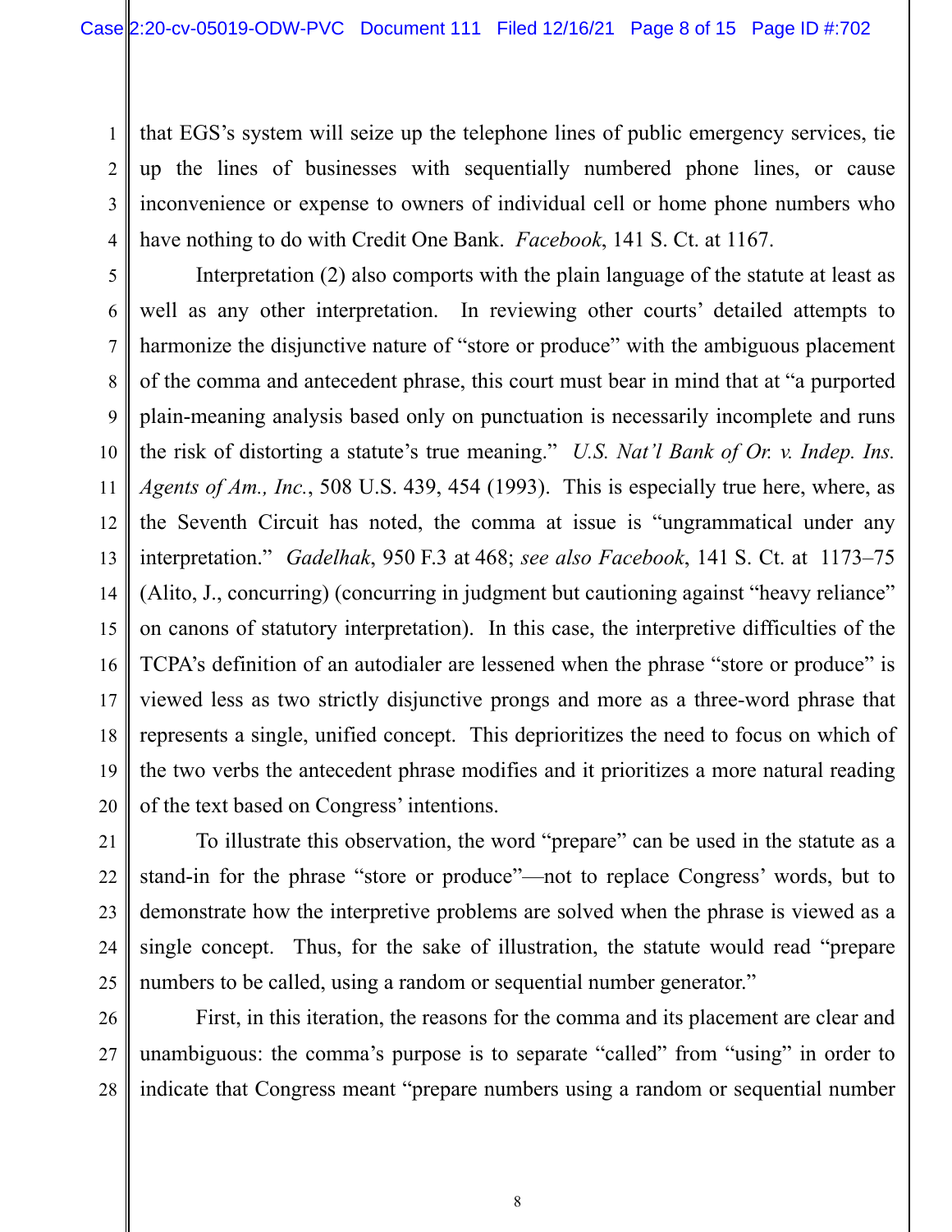that EGS's system will seize up the telephone lines of public emergency services, tie up the lines of businesses with sequentially numbered phone lines, or cause inconvenience or expense to owners of individual cell or home phone numbers who have nothing to do with Credit One Bank. *Facebook*, 141 S. Ct. at 1167.

Interpretation (2) also comports with the plain language of the statute at least as well as any other interpretation. In reviewing other courts' detailed attempts to harmonize the disjunctive nature of "store or produce" with the ambiguous placement of the comma and antecedent phrase, this court must bear in mind that at "a purported plain-meaning analysis based only on punctuation is necessarily incomplete and runs the risk of distorting a statute's true meaning." *U.S. Nat'l Bank of Or. v. Indep. Ins. Agents of Am., Inc.*, 508 U.S. 439, 454 (1993). This is especially true here, where, as the Seventh Circuit has noted, the comma at issue is "ungrammatical under any interpretation." *Gadelhak*, 950 F.3 at 468; *see also Facebook*, 141 S. Ct. at 1173–75 (Alito, J., concurring) (concurring in judgment but cautioning against "heavy reliance" on canons of statutory interpretation). In this case, the interpretive difficulties of the TCPA's definition of an autodialer are lessened when the phrase "store or produce" is viewed less as two strictly disjunctive prongs and more as a three-word phrase that represents a single, unified concept. This deprioritizes the need to focus on which of the two verbs the antecedent phrase modifies and it prioritizes a more natural reading of the text based on Congress' intentions.

To illustrate this observation, the word "prepare" can be used in the statute as a stand-in for the phrase "store or produce"—not to replace Congress' words, but to demonstrate how the interpretive problems are solved when the phrase is viewed as a single concept. Thus, for the sake of illustration, the statute would read "prepare numbers to be called, using a random or sequential number generator."

First, in this iteration, the reasons for the comma and its placement are clear and unambiguous: the comma's purpose is to separate "called" from "using" in order to indicate that Congress meant "prepare numbers using a random or sequential number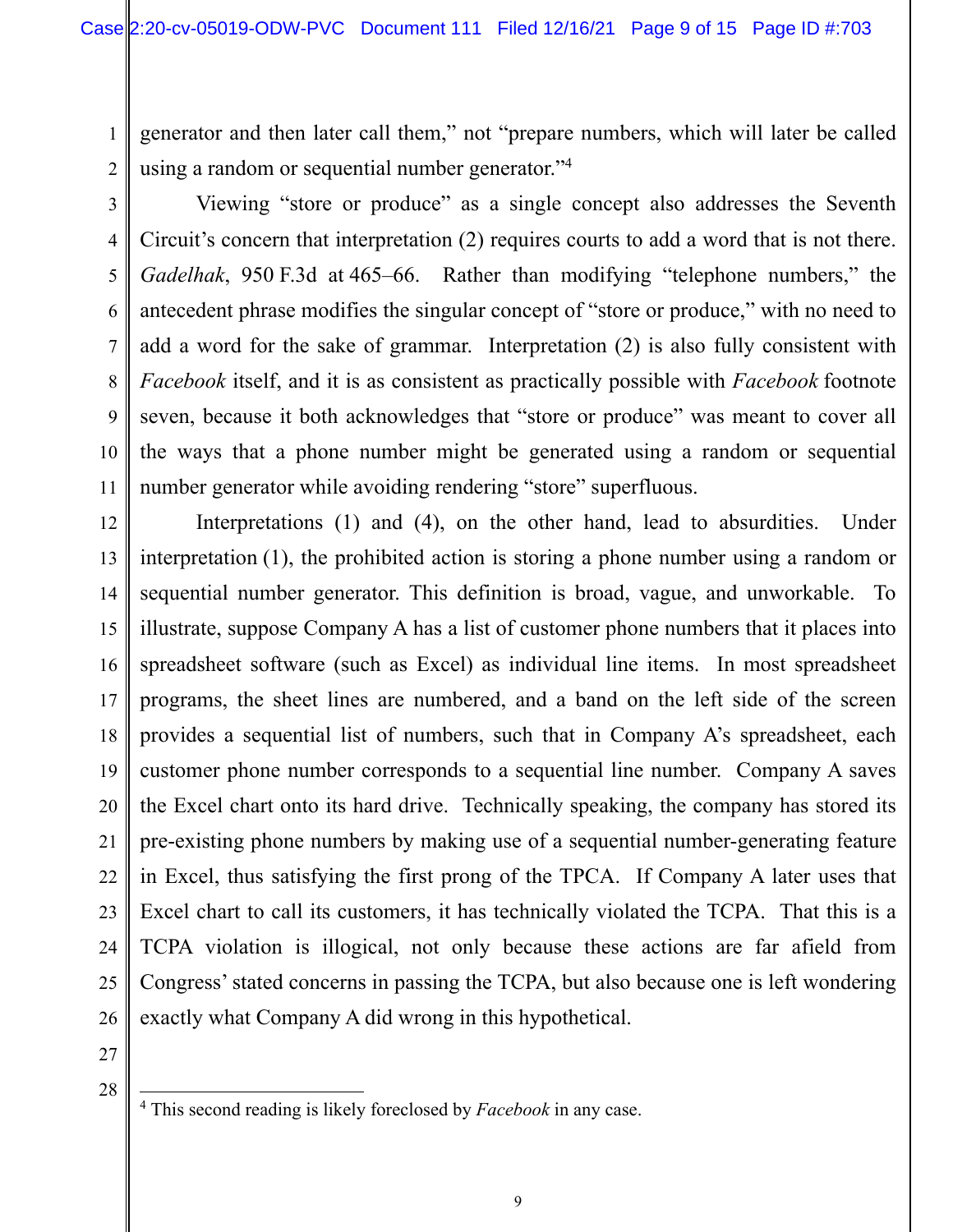generator and then later call them," not "prepare numbers, which will later be called using a random or sequential number generator."[4]

Viewing "store or produce" as a single concept also addresses the Seventh Circuit's concern that interpretation (2) requires courts to add a word that is not there. *Gadelhak*, 950 F.3d at 465–66. Rather than modifying "telephone numbers," the antecedent phrase modifies the singular concept of "store or produce," with no need to add a word for the sake of grammar. Interpretation (2) is also fully consistent with *Facebook* itself, and it is as consistent as practically possible with *Facebook* footnote seven, because it both acknowledges that "store or produce" was meant to cover all the ways that a phone number might be generated using a random or sequential number generator while avoiding rendering "store" superfluous.

Interpretations (1) and (4), on the other hand, lead to absurdities. Under interpretation (1), the prohibited action is storing a phone number using a random or sequential number generator. This definition is broad, vague, and unworkable. To illustrate, suppose Company A has a list of customer phone numbers that it places into spreadsheet software (such as Excel) as individual line items. In most spreadsheet programs, the sheet lines are numbered, and a band on the left side of the screen provides a sequential list of numbers, such that in Company A's spreadsheet, each customer phone number corresponds to a sequential line number. Company A saves the Excel chart onto its hard drive. Technically speaking, the company has stored its pre-existing phone numbers by making use of a sequential number-generating feature in Excel, thus satisfying the first prong of the TPCA. If Company A later uses that Excel chart to call its customers, it has technically violated the TCPA. That this is a TCPA violation is illogical, not only because these actions are far afield from Congress' stated concerns in passing the TCPA, but also because one is left wondering exactly what Company A did wrong in this hypothetical.

---

[4] This second reading is likely foreclosed by *Facebook* in any case.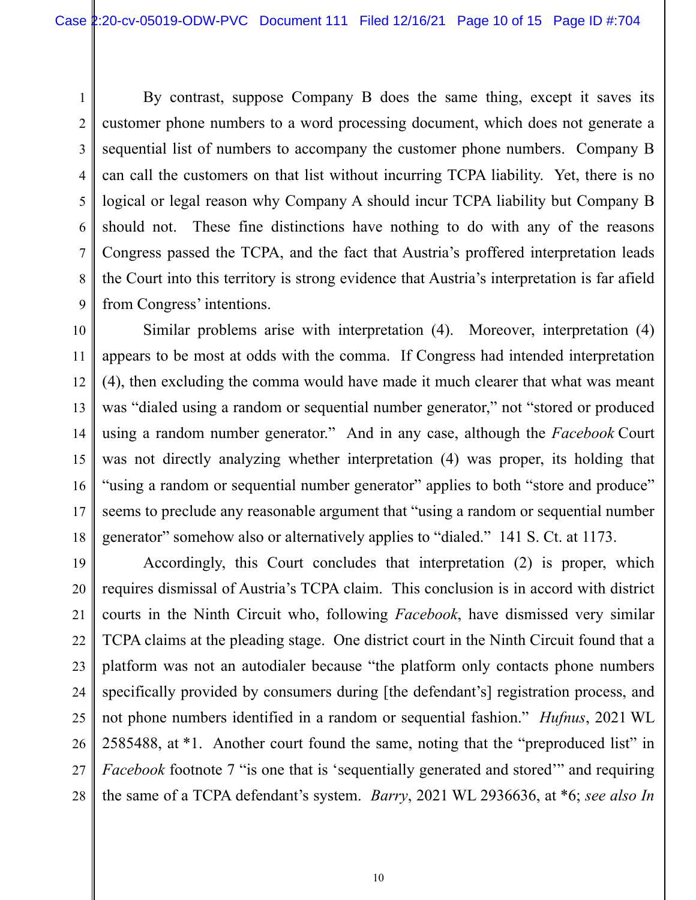By contrast, suppose Company B does the same thing, except it saves its customer phone numbers to a word processing document, which does not generate a sequential list of numbers to accompany the customer phone numbers. Company B can call the customers on that list without incurring TCPA liability. Yet, there is no logical or legal reason why Company A should incur TCPA liability but Company B should not. These fine distinctions have nothing to do with any of the reasons Congress passed the TCPA, and the fact that Austria's proffered interpretation leads the Court into this territory is strong evidence that Austria's interpretation is far afield from Congress' intentions.

Similar problems arise with interpretation (4). Moreover, interpretation (4) appears to be most at odds with the comma. If Congress had intended interpretation (4), then excluding the comma would have made it much clearer that what was meant was "dialed using a random or sequential number generator," not "stored or produced using a random number generator." And in any case, although the *Facebook* Court was not directly analyzing whether interpretation (4) was proper, its holding that "using a random or sequential number generator" applies to both "store and produce" seems to preclude any reasonable argument that "using a random or sequential number generator" somehow also or alternatively applies to "dialed." 141 S. Ct. at 1173.

Accordingly, this Court concludes that interpretation (2) is proper, which requires dismissal of Austria's TCPA claim. This conclusion is in accord with district courts in the Ninth Circuit who, following *Facebook*, have dismissed very similar TCPA claims at the pleading stage. One district court in the Ninth Circuit found that a platform was not an autodialer because "the platform only contacts phone numbers specifically provided by consumers during [the defendant's] registration process, and not phone numbers identified in a random or sequential fashion." *Hufnus*, 2021 WL 2585488, at *1. Another court found the same, noting that the "preproduced list" in *Facebook* footnote 7 "is one that is 'sequentially generated and stored'" and requiring the same of a TCPA defendant's system. *Barry*, 2021 WL 2936636, at *6; *see also In*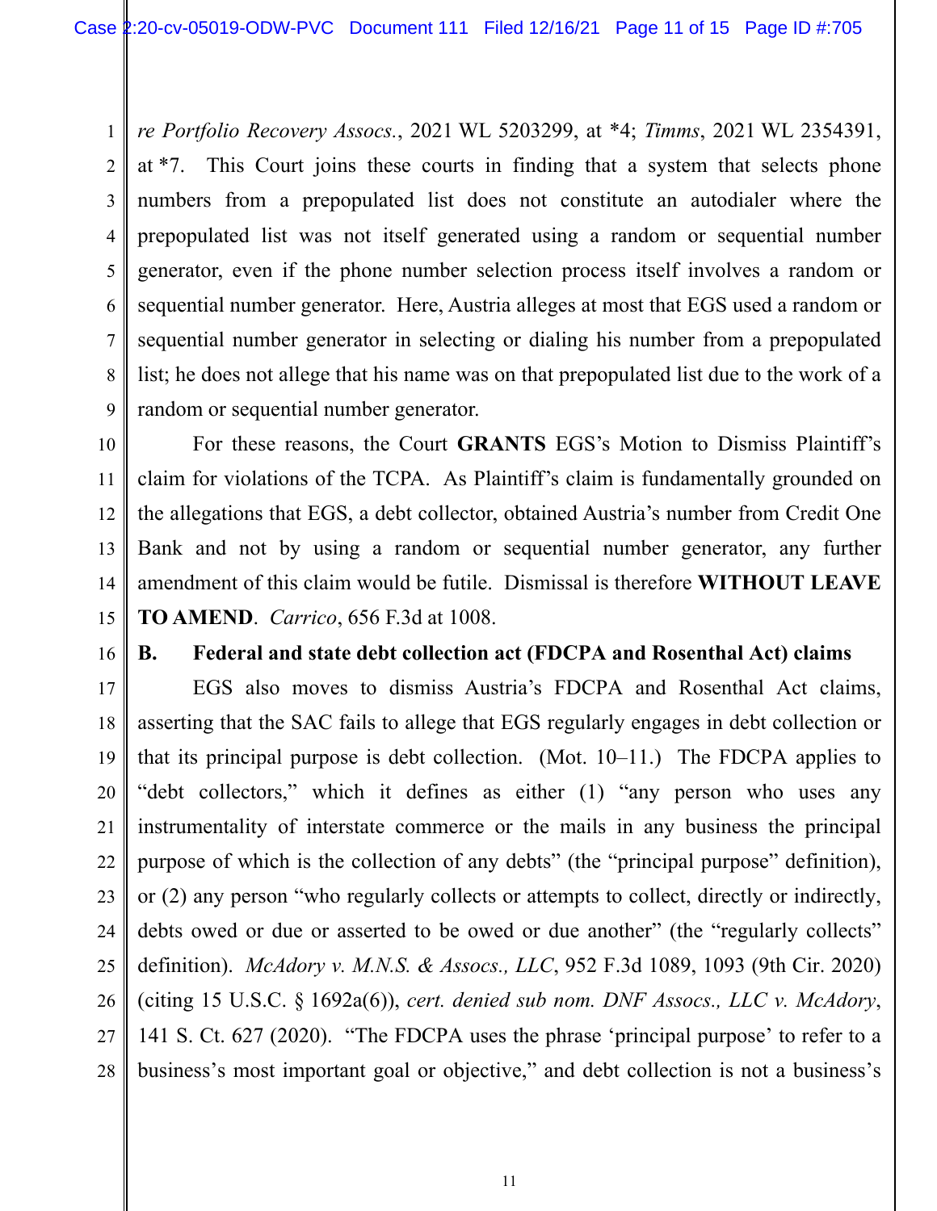*re Portfolio Recovery Assocs.*, 2021 WL 5203299, at *4; *Timms*, 2021 WL 2354391, at *7. This Court joins these courts in finding that a system that selects phone numbers from a prepopulated list does not constitute an autodialer where the prepopulated list was not itself generated using a random or sequential number generator, even if the phone number selection process itself involves a random or sequential number generator. Here, Austria alleges at most that EGS used a random or sequential number generator in selecting or dialing his number from a prepopulated list; he does not allege that his name was on that prepopulated list due to the work of a random or sequential number generator.

For these reasons, the Court **GRANTS** EGS's Motion to Dismiss Plaintiff's claim for violations of the TCPA. As Plaintiff's claim is fundamentally grounded on the allegations that EGS, a debt collector, obtained Austria's number from Credit One Bank and not by using a random or sequential number generator, any further amendment of this claim would be futile. Dismissal is therefore **WITHOUT LEAVE TO AMEND**. *Carrico*, 656 F.3d at 1008.

**B. Federal and state debt collection act (FDCPA and Rosenthal Act) claims**

EGS also moves to dismiss Austria's FDCPA and Rosenthal Act claims, asserting that the SAC fails to allege that EGS regularly engages in debt collection or that its principal purpose is debt collection. (Mot. 10–11.) The FDCPA applies to "debt collectors," which it defines as either (1) "any person who uses any instrumentality of interstate commerce or the mails in any business the principal purpose of which is the collection of any debts" (the "principal purpose" definition), or (2) any person "who regularly collects or attempts to collect, directly or indirectly, debts owed or due or asserted to be owed or due another" (the "regularly collects" definition). *McAdory v. M.N.S. & Assocs., LLC*, 952 F.3d 1089, 1093 (9th Cir. 2020) (citing 15 U.S.C. § 1692a(6)), *cert. denied sub nom. DNF Assocs., LLC v. McAdory*, 141 S. Ct. 627 (2020). "The FDCPA uses the phrase 'principal purpose' to refer to a business's most important goal or objective," and debt collection is not a business's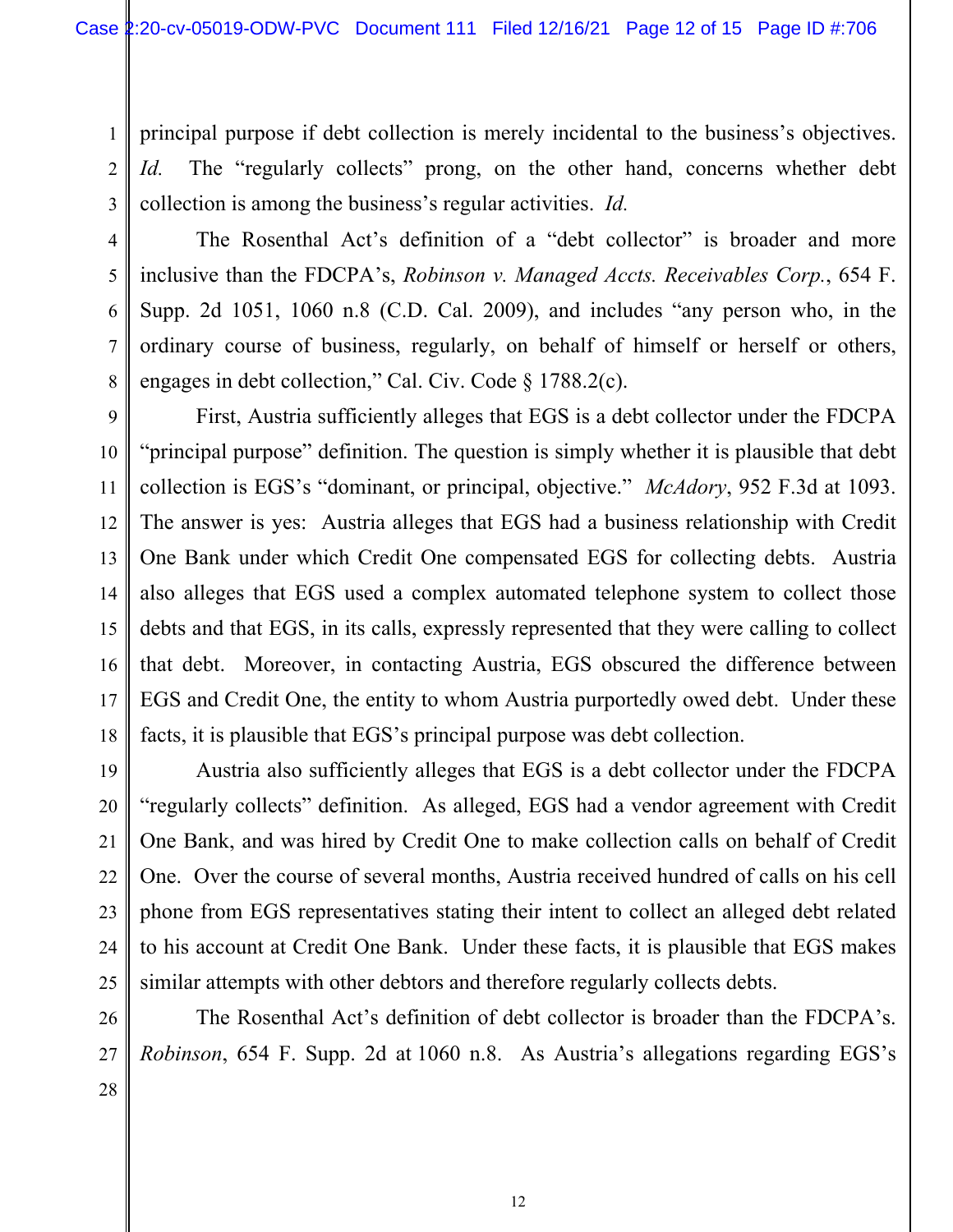principal purpose if debt collection is merely incidental to the business's objectives. *Id.* The "regularly collects" prong, on the other hand, concerns whether debt collection is among the business's regular activities. *Id.*

The Rosenthal Act's definition of a "debt collector" is broader and more inclusive than the FDCPA's, *Robinson v. Managed Accts. Receivables Corp.*, 654 F. Supp. 2d 1051, 1060 n.8 (C.D. Cal. 2009), and includes "any person who, in the ordinary course of business, regularly, on behalf of himself or herself or others, engages in debt collection," Cal. Civ. Code § 1788.2(c).

First, Austria sufficiently alleges that EGS is a debt collector under the FDCPA "principal purpose" definition. The question is simply whether it is plausible that debt collection is EGS's "dominant, or principal, objective." *McAdory*, 952 F.3d at 1093. The answer is yes: Austria alleges that EGS had a business relationship with Credit One Bank under which Credit One compensated EGS for collecting debts. Austria also alleges that EGS used a complex automated telephone system to collect those debts and that EGS, in its calls, expressly represented that they were calling to collect that debt. Moreover, in contacting Austria, EGS obscured the difference between EGS and Credit One, the entity to whom Austria purportedly owed debt. Under these facts, it is plausible that EGS's principal purpose was debt collection.

Austria also sufficiently alleges that EGS is a debt collector under the FDCPA "regularly collects" definition. As alleged, EGS had a vendor agreement with Credit One Bank, and was hired by Credit One to make collection calls on behalf of Credit One. Over the course of several months, Austria received hundred of calls on his cell phone from EGS representatives stating their intent to collect an alleged debt related to his account at Credit One Bank. Under these facts, it is plausible that EGS makes similar attempts with other debtors and therefore regularly collects debts.

The Rosenthal Act's definition of debt collector is broader than the FDCPA's. *Robinson*, 654 F. Supp. 2d at 1060 n.8. As Austria's allegations regarding EGS's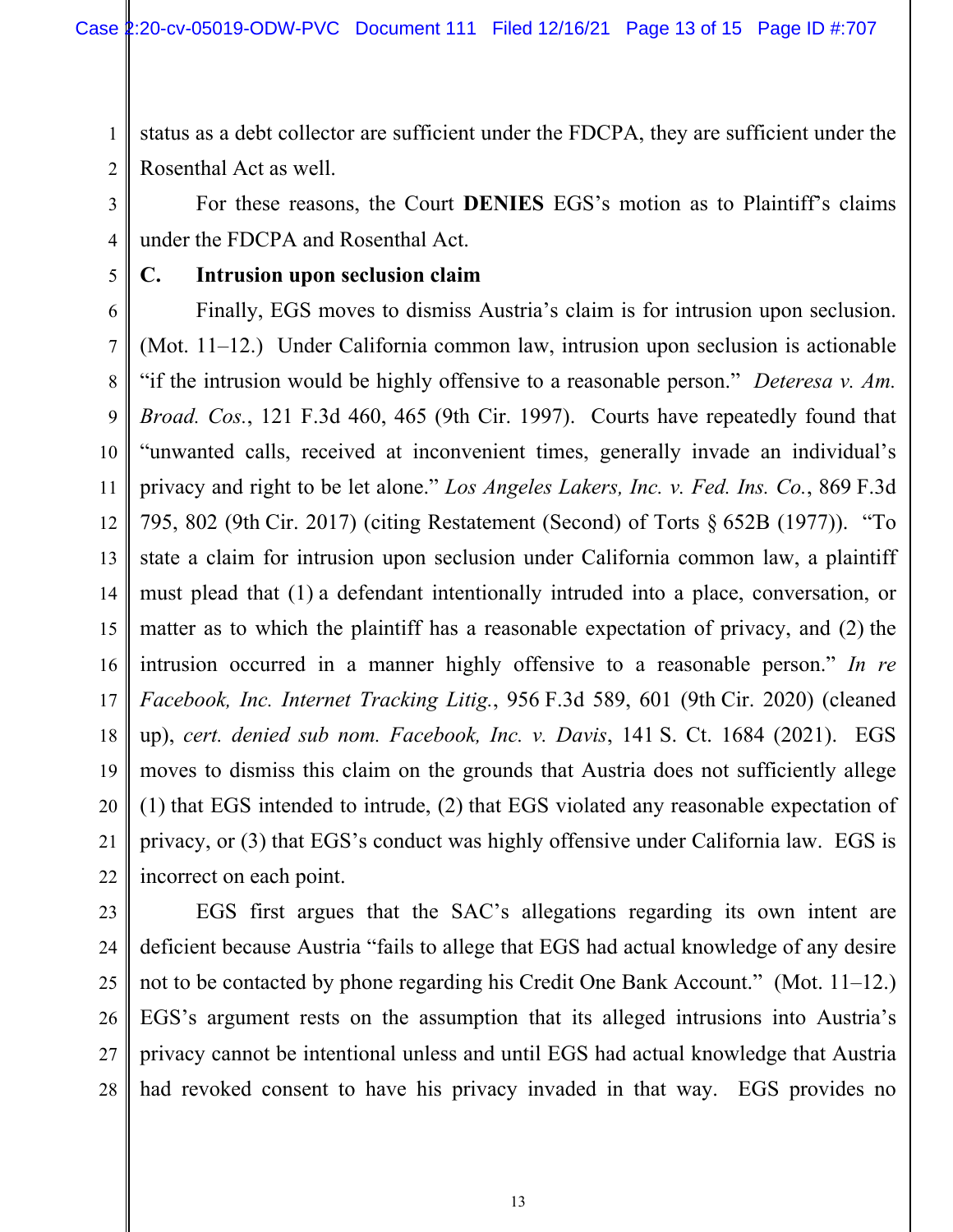status as a debt collector are sufficient under the FDCPA, they are sufficient under the Rosenthal Act as well.

For these reasons, the Court **DENIES** EGS's motion as to Plaintiff's claims under the FDCPA and Rosenthal Act.

### C. Intrusion upon seclusion claim

Finally, EGS moves to dismiss Austria's claim is for intrusion upon seclusion. (Mot. 11–12.) Under California common law, intrusion upon seclusion is actionable "if the intrusion would be highly offensive to a reasonable person." *Deteresa v. Am. Broad. Cos.*, 121 F.3d 460, 465 (9th Cir. 1997). Courts have repeatedly found that "unwanted calls, received at inconvenient times, generally invade an individual's privacy and right to be let alone." *Los Angeles Lakers, Inc. v. Fed. Ins. Co.*, 869 F.3d 795, 802 (9th Cir. 2017) (citing Restatement (Second) of Torts § 652B (1977)). "To state a claim for intrusion upon seclusion under California common law, a plaintiff must plead that (1) a defendant intentionally intruded into a place, conversation, or matter as to which the plaintiff has a reasonable expectation of privacy, and (2) the intrusion occurred in a manner highly offensive to a reasonable person." *In re Facebook, Inc. Internet Tracking Litig.*, 956 F.3d 589, 601 (9th Cir. 2020) (cleaned up), *cert. denied sub nom. Facebook, Inc. v. Davis*, 141 S. Ct. 1684 (2021). EGS moves to dismiss this claim on the grounds that Austria does not sufficiently allege (1) that EGS intended to intrude, (2) that EGS violated any reasonable expectation of privacy, or (3) that EGS's conduct was highly offensive under California law. EGS is incorrect on each point.

EGS first argues that the SAC's allegations regarding its own intent are deficient because Austria "fails to allege that EGS had actual knowledge of any desire not to be contacted by phone regarding his Credit One Bank Account." (Mot. 11–12.) EGS's argument rests on the assumption that its alleged intrusions into Austria's privacy cannot be intentional unless and until EGS had actual knowledge that Austria had revoked consent to have his privacy invaded in that way. EGS provides no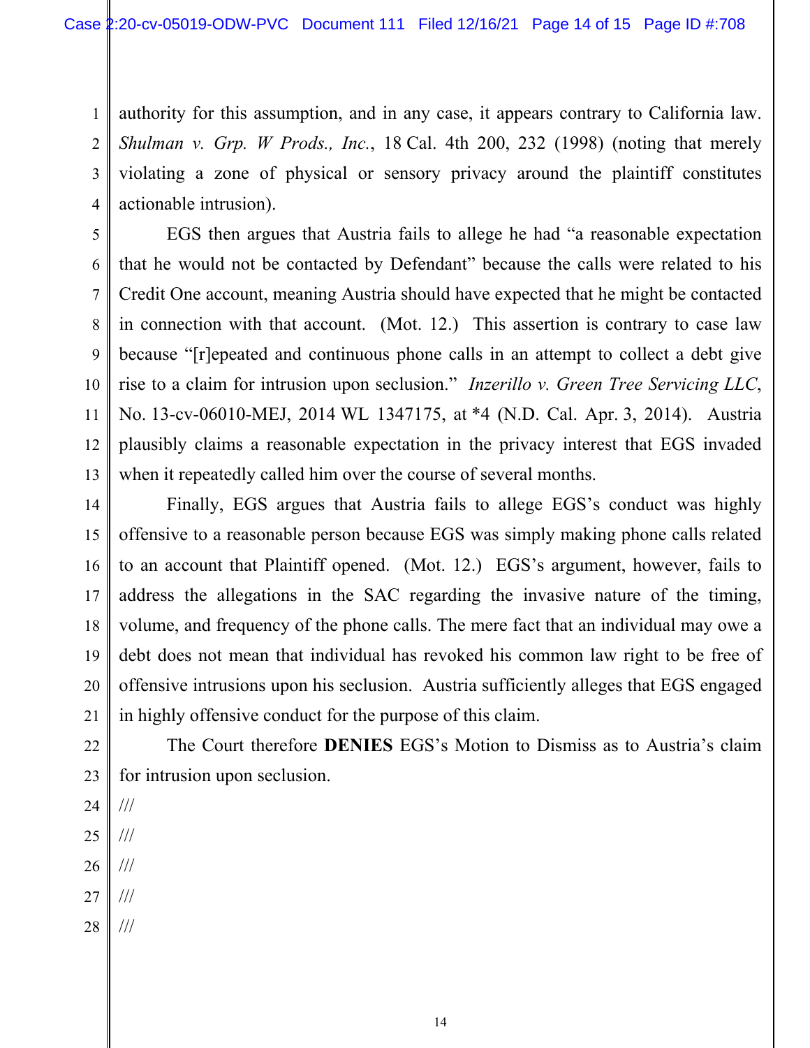authority for this assumption, and in any case, it appears contrary to California law. *Shulman v. Grp. W Prods., Inc.*, 18 Cal. 4th 200, 232 (1998) (noting that merely violating a zone of physical or sensory privacy around the plaintiff constitutes actionable intrusion).

EGS then argues that Austria fails to allege he had "a reasonable expectation that he would not be contacted by Defendant" because the calls were related to his Credit One account, meaning Austria should have expected that he might be contacted in connection with that account. (Mot. 12.) This assertion is contrary to case law because "[r]epeated and continuous phone calls in an attempt to collect a debt give rise to a claim for intrusion upon seclusion." *Inzerillo v. Green Tree Servicing LLC*, No. 13-cv-06010-MEJ, 2014 WL 1347175, at *4 (N.D. Cal. Apr. 3, 2014). Austria plausibly claims a reasonable expectation in the privacy interest that EGS invaded when it repeatedly called him over the course of several months.

Finally, EGS argues that Austria fails to allege EGS's conduct was highly offensive to a reasonable person because EGS was simply making phone calls related to an account that Plaintiff opened. (Mot. 12.) EGS's argument, however, fails to address the allegations in the SAC regarding the invasive nature of the timing, volume, and frequency of the phone calls. The mere fact that an individual may owe a debt does not mean that individual has revoked his common law right to be free of offensive intrusions upon his seclusion. Austria sufficiently alleges that EGS engaged in highly offensive conduct for the purpose of this claim.

The Court therefore **DENIES** EGS's Motion to Dismiss as to Austria's claim for intrusion upon seclusion.

///

///

///

///

///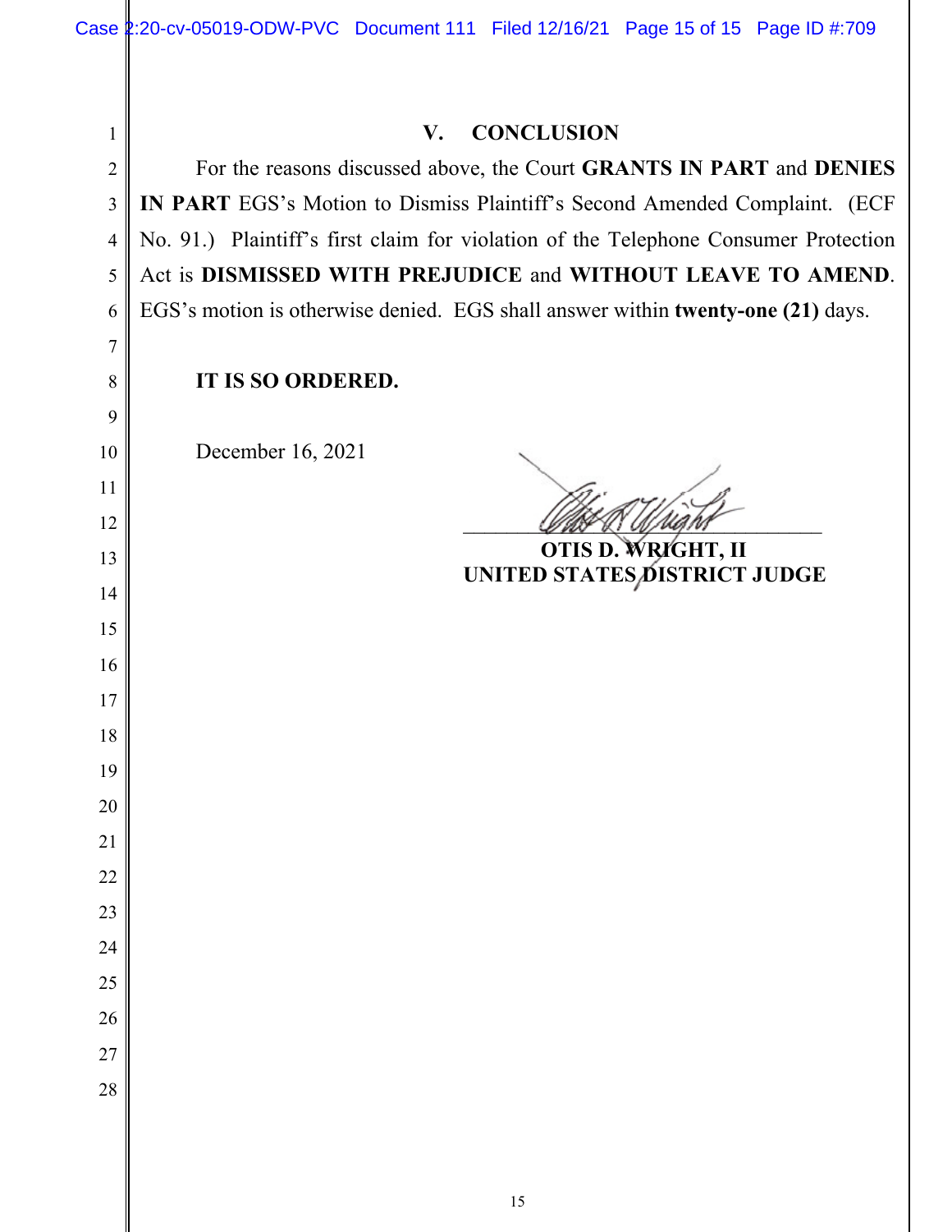## V. CONCLUSION

For the reasons discussed above, the Court **GRANTS IN PART** and **DENIES IN PART** EGS's Motion to Dismiss Plaintiff's Second Amended Complaint. (ECF No. 91.) Plaintiff's first claim for violation of the Telephone Consumer Protection Act is **DISMISSED WITH PREJUDICE** and **WITHOUT LEAVE TO AMEND**. EGS's motion is otherwise denied. EGS shall answer within **twenty-one (21)** days.

**IT IS SO ORDERED.**

December 16, 2021

**OTIS D. WRIGHT, II**
**UNITED STATES DISTRICT JUDGE**